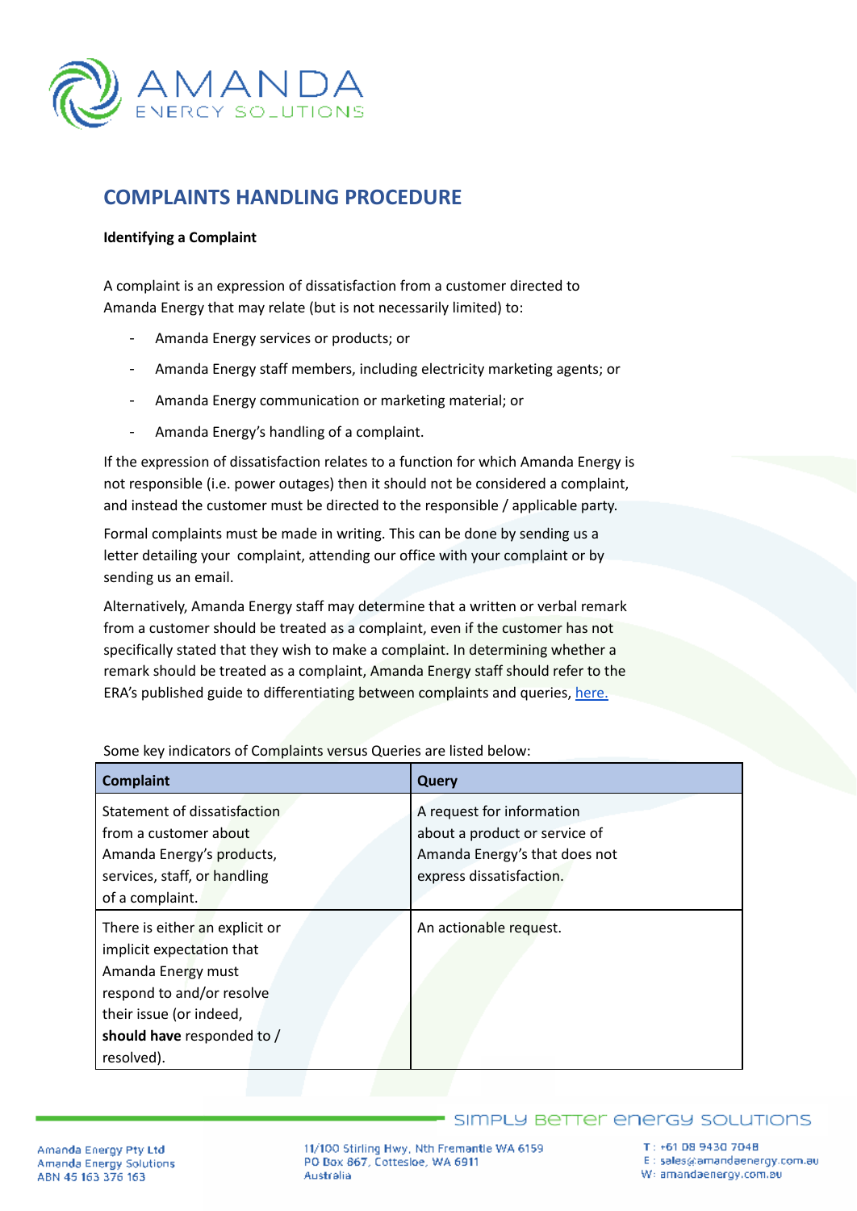# COMPLAINTS HANDLING PROCEDURE

**Identifying a Complaint**

A complaint is an expression of dissatisfaction from a customer directed to Amanda Energy that may relate (but is not necessarily limited) to:

- Amanda Energy services or products; or
- Amanda Energy staff members, including electricity marketing agents; or
- Amanda Energy communication or marketing material; or
- Amanda Energy's handling of a complaint.

If the expression of dissatisfaction relates to a function for which Amanda Energy is not responsible (i.e. power outages) then it should not be considered a complaint, and instead the customer must be directed to the responsible / applicable party.

Formal complaints must be made in writing. This can be done by sending us a letter detailing your complaint, attending our office with your complaint or by sending us an email.

Alternatively, Amanda Energy staff may determine that a written or verbal remark from a customer should be treated as a complaint, even if the customer has not specifically stated that they wish to make a complaint. In determining whether a remark should be treated as a complaint, Amanda Energy staff should refer to the ERA's published guide to differentiating between complaints and queries, here.

Some key indicators of Complaints versus Queries are listed below:

| Complaint | Query |
|---|---|
| Statement of dissatisfaction from a customer about Amanda Energy's products, services, staff, or handling of a complaint. | A request for information about a product or service of Amanda Energy's that does not express dissatisfaction. |
| There is either an explicit or implicit expectation that Amanda Energy must respond to and/or resolve their issue (or indeed, **should have** responded to / resolved). | An actionable request. |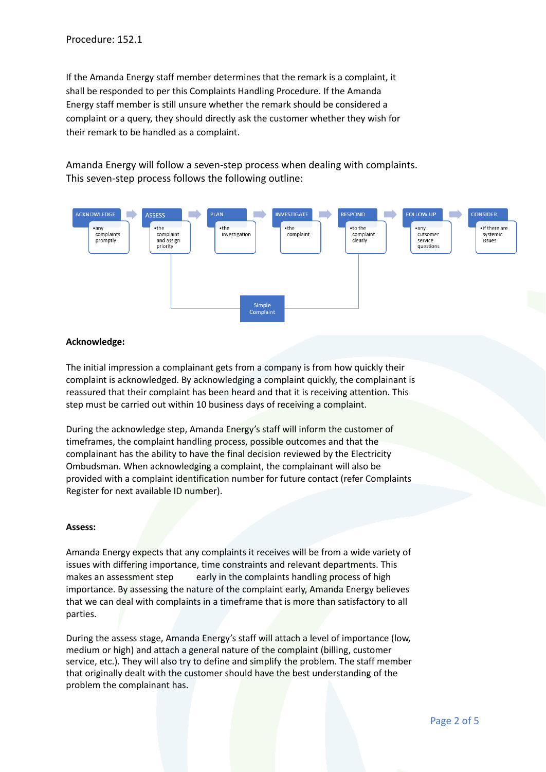Procedure: 152.1

If the Amanda Energy staff member determines that the remark is a complaint, it shall be responded to per this Complaints Handling Procedure. If the Amanda Energy staff member is still unsure whether the remark should be considered a complaint or a query, they should directly ask the customer whether they wish for their remark to be handled as a complaint.

Amanda Energy will follow a seven-step process when dealing with complaints. This seven-step process follows the following outline:

ACKNOWLEDGE
- any complaints promptly

ASSESS
- the complaint and assign priority

PLAN
- the investigation

INVESTIGATE
- the complaint

RESPOND
- to the complaint clearly

FOLLOW UP
- any cutsomer service questions

CONSIDER
- if there are systemic issues

Simple Complaint

**Acknowledge:**

The initial impression a complainant gets from a company is from how quickly their complaint is acknowledged. By acknowledging a complaint quickly, the complainant is reassured that their complaint has been heard and that it is receiving attention. This step must be carried out within 10 business days of receiving a complaint.

During the acknowledge step, Amanda Energy's staff will inform the customer of timeframes, the complaint handling process, possible outcomes and that the complainant has the ability to have the final decision reviewed by the Electricity Ombudsman. When acknowledging a complaint, the complainant will also be provided with a complaint identification number for future contact (refer Complaints Register for next available ID number).

**Assess:**

Amanda Energy expects that any complaints it receives will be from a wide variety of issues with differing importance, time constraints and relevant departments. This makes an assessment step early in the complaints handling process of high importance. By assessing the nature of the complaint early, Amanda Energy believes that we can deal with complaints in a timeframe that is more than satisfactory to all parties.

During the assess stage, Amanda Energy's staff will attach a level of importance (low, medium or high) and attach a general nature of the complaint (billing, customer service, etc.). They will also try to define and simplify the problem. The staff member that originally dealt with the customer should have the best understanding of the problem the complainant has.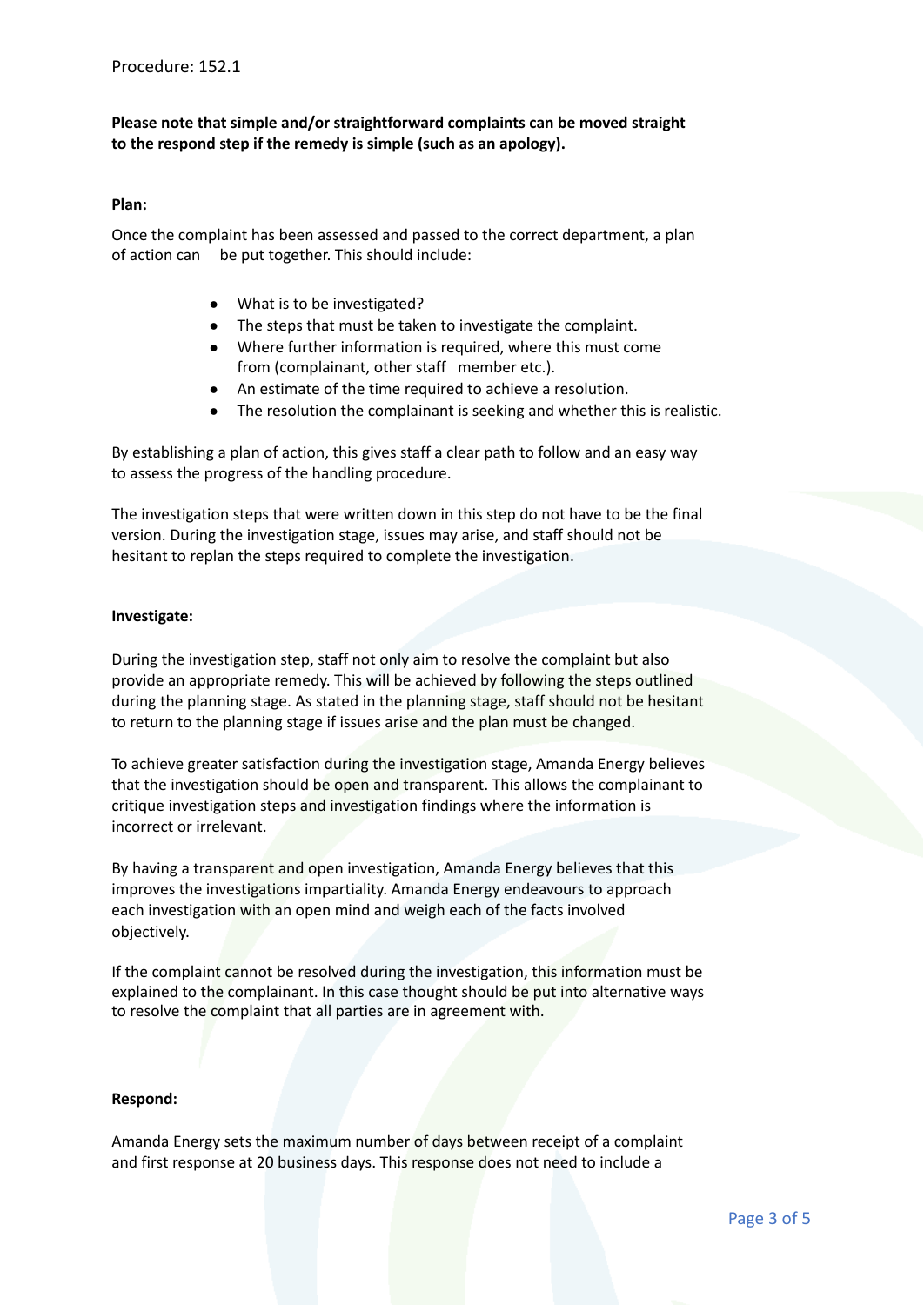Procedure: 152.1

**Please note that simple and/or straightforward complaints can be moved straight to the respond step if the remedy is simple (such as an apology).**

**Plan:**

Once the complaint has been assessed and passed to the correct department, a plan of action can be put together. This should include:

- What is to be investigated?
- The steps that must be taken to investigate the complaint.
- Where further information is required, where this must come from (complainant, other staff member etc.).
- An estimate of the time required to achieve a resolution.
- The resolution the complainant is seeking and whether this is realistic.

By establishing a plan of action, this gives staff a clear path to follow and an easy way to assess the progress of the handling procedure.

The investigation steps that were written down in this step do not have to be the final version. During the investigation stage, issues may arise, and staff should not be hesitant to replan the steps required to complete the investigation.

**Investigate:**

During the investigation step, staff not only aim to resolve the complaint but also provide an appropriate remedy. This will be achieved by following the steps outlined during the planning stage. As stated in the planning stage, staff should not be hesitant to return to the planning stage if issues arise and the plan must be changed.

To achieve greater satisfaction during the investigation stage, Amanda Energy believes that the investigation should be open and transparent. This allows the complainant to critique investigation steps and investigation findings where the information is incorrect or irrelevant.

By having a transparent and open investigation, Amanda Energy believes that this improves the investigations impartiality. Amanda Energy endeavours to approach each investigation with an open mind and weigh each of the facts involved objectively.

If the complaint cannot be resolved during the investigation, this information must be explained to the complainant. In this case thought should be put into alternative ways to resolve the complaint that all parties are in agreement with.

**Respond:**

Amanda Energy sets the maximum number of days between receipt of a complaint and first response at 20 business days. This response does not need to include a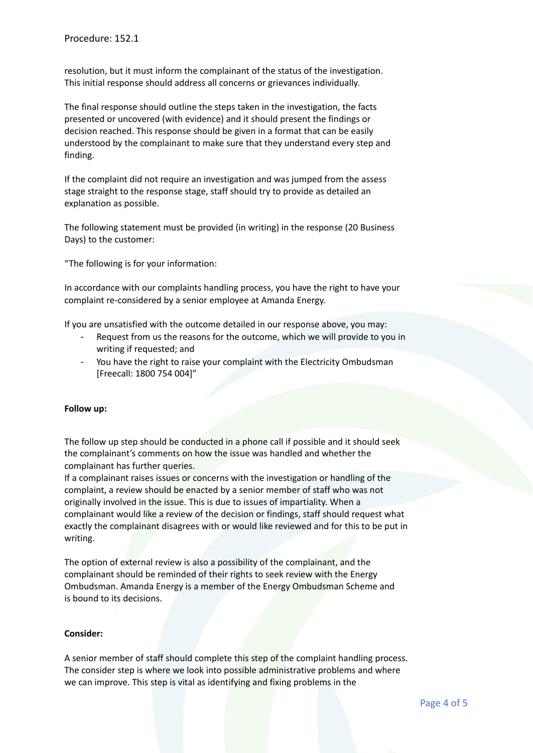resolution, but it must inform the complainant of the status of the investigation. This initial response should address all concerns or grievances individually.

The final response should outline the steps taken in the investigation, the facts presented or uncovered (with evidence) and it should present the findings or decision reached. This response should be given in a format that can be easily understood by the complainant to make sure that they understand every step and finding.

If the complaint did not require an investigation and was jumped from the assess stage straight to the response stage, staff should try to provide as detailed an explanation as possible.

The following statement must be provided (in writing) in the response (20 Business Days) to the customer:

"The following is for your information:

In accordance with our complaints handling process, you have the right to have your complaint re-considered by a senior employee at Amanda Energy.

If you are unsatisfied with the outcome detailed in our response above, you may:

- Request from us the reasons for the outcome, which we will provide to you in writing if requested; and
- You have the right to raise your complaint with the Electricity Ombudsman [Freecall: 1800 754 004]"

**Follow up:**

The follow up step should be conducted in a phone call if possible and it should seek the complainant's comments on how the issue was handled and whether the complainant has further queries.
If a complainant raises issues or concerns with the investigation or handling of the complaint, a review should be enacted by a senior member of staff who was not originally involved in the issue. This is due to issues of impartiality. When a complainant would like a review of the decision or findings, staff should request what exactly the complainant disagrees with or would like reviewed and for this to be put in writing.

The option of external review is also a possibility of the complainant, and the complainant should be reminded of their rights to seek review with the Energy Ombudsman. Amanda Energy is a member of the Energy Ombudsman Scheme and is bound to its decisions.

**Consider:**

A senior member of staff should complete this step of the complaint handling process. The consider step is where we look into possible administrative problems and where we can improve. This step is vital as identifying and fixing problems in the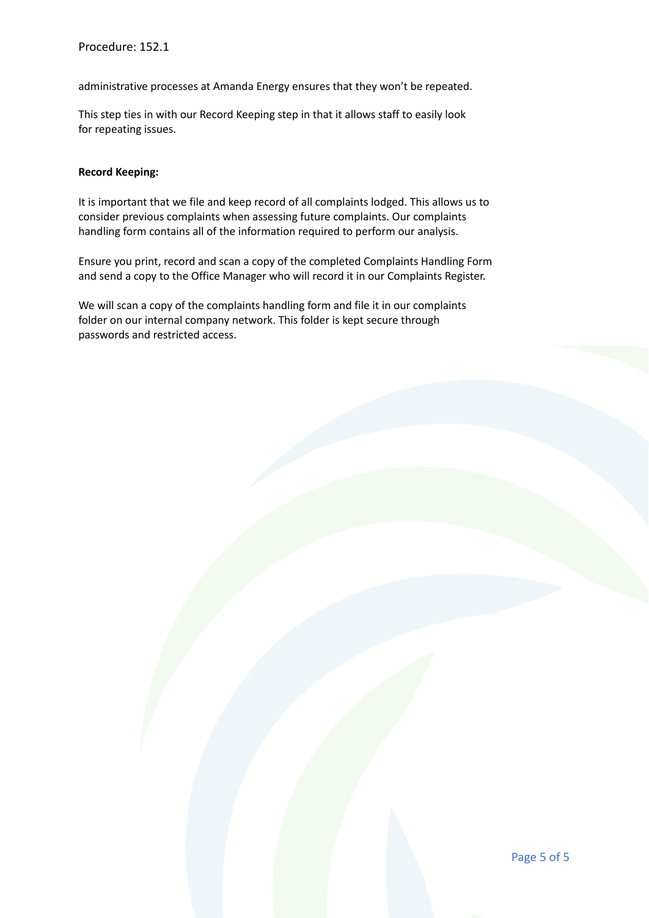administrative processes at Amanda Energy ensures that they won't be repeated.

This step ties in with our Record Keeping step in that it allows staff to easily look for repeating issues.

**Record Keeping:**

It is important that we file and keep record of all complaints lodged. This allows us to consider previous complaints when assessing future complaints. Our complaints handling form contains all of the information required to perform our analysis.

Ensure you print, record and scan a copy of the completed Complaints Handling Form and send a copy to the Office Manager who will record it in our Complaints Register.

We will scan a copy of the complaints handling form and file it in our complaints folder on our internal company network. This folder is kept secure through passwords and restricted access.